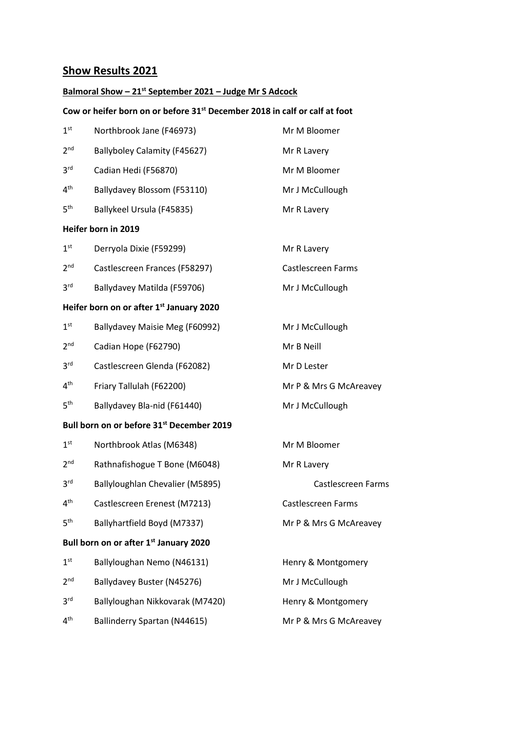# Show Results 2021

## Balmoral Show – 21st September 2021 – Judge Mr S Adcock

### Cow or heifer born on or before 31st December 2018 in calf or calf at foot

| | | |
|---|---|---|
| 1st | Northbrook Jane (F46973) | Mr M Bloomer |
| 2nd | Ballyboley Calamity (F45627) | Mr R Lavery |
| 3rd | Cadian Hedi (F56870) | Mr M Bloomer |
| 4th | Ballydavey Blossom (F53110) | Mr J McCullough |
| 5th | Ballykeel Ursula (F45835) | Mr R Lavery |

### Heifer born in 2019

| | | |
|---|---|---|
| 1st | Derryola Dixie (F59299) | Mr R Lavery |
| 2nd | Castlescreen Frances (F58297) | Castlescreen Farms |
| 3rd | Ballydavey Matilda (F59706) | Mr J McCullough |

### Heifer born on or after 1st January 2020

| | | |
|---|---|---|
| 1st | Ballydavey Maisie Meg (F60992) | Mr J McCullough |
| 2nd | Cadian Hope (F62790) | Mr B Neill |
| 3rd | Castlescreen Glenda (F62082) | Mr D Lester |
| 4th | Friary Tallulah (F62200) | Mr P & Mrs G McAreavey |
| 5th | Ballydavey Bla-nid (F61440) | Mr J McCullough |

### Bull born on or before 31st December 2019

| | | |
|---|---|---|
| 1st | Northbrook Atlas (M6348) | Mr M Bloomer |
| 2nd | Rathnafishogue T Bone (M6048) | Mr R Lavery |
| 3rd | Ballyloughlan Chevalier (M5895) | Castlescreen Farms |
| 4th | Castlescreen Erenest (M7213) | Castlescreen Farms |
| 5th | Ballyhartfield Boyd (M7337) | Mr P & Mrs G McAreavey |

### Bull born on or after 1st January 2020

| | | |
|---|---|---|
| 1st | Ballyloughan Nemo (N46131) | Henry & Montgomery |
| 2nd | Ballydavey Buster (N45276) | Mr J McCullough |
| 3rd | Ballyloughan Nikkovarak (M7420) | Henry & Montgomery |
| 4th | Ballinderry Spartan (N44615) | Mr P & Mrs G McAreavey |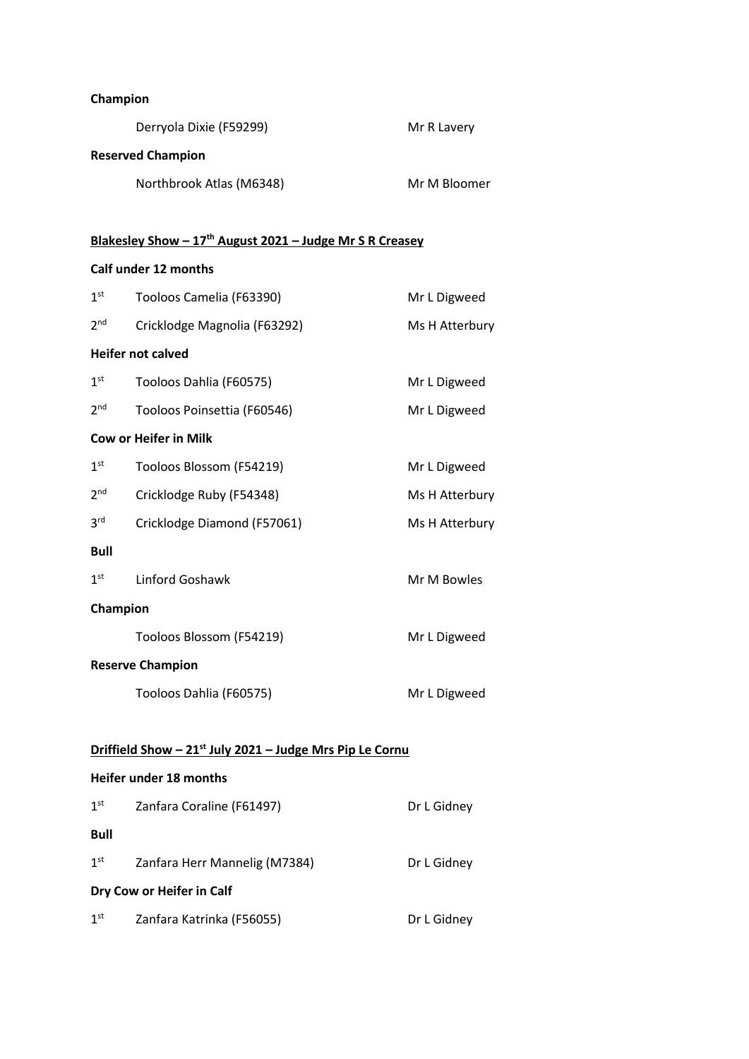**Champion**

| | | |
|---|---|---|
| | Derryola Dixie (F59299) | Mr R Lavery |

**Reserved Champion**

| | | |
|---|---|---|
| | Northbrook Atlas (M6348) | Mr M Bloomer |

## Blakesley Show – 17th August 2021 – Judge Mr S R Creasey

**Calf under 12 months**

| | | |
|---|---|---|
| 1st | Tooloos Camelia (F63390) | Mr L Digweed |
| 2nd | Cricklodge Magnolia (F63292) | Ms H Atterbury |

**Heifer not calved**

| | | |
|---|---|---|
| 1st | Tooloos Dahlia (F60575) | Mr L Digweed |
| 2nd | Tooloos Poinsettia (F60546) | Mr L Digweed |

**Cow or Heifer in Milk**

| | | |
|---|---|---|
| 1st | Tooloos Blossom (F54219) | Mr L Digweed |
| 2nd | Cricklodge Ruby (F54348) | Ms H Atterbury |
| 3rd | Cricklodge Diamond (F57061) | Ms H Atterbury |

**Bull**

| | | |
|---|---|---|
| 1st | Linford Goshawk | Mr M Bowles |

**Champion**

| | | |
|---|---|---|
| | Tooloos Blossom (F54219) | Mr L Digweed |

**Reserve Champion**

| | | |
|---|---|---|
| | Tooloos Dahlia (F60575) | Mr L Digweed |

## Driffield Show – 21st July 2021 – Judge Mrs Pip Le Cornu

**Heifer under 18 months**

| | | |
|---|---|---|
| 1st | Zanfara Coraline (F61497) | Dr L Gidney |

**Bull**

| | | |
|---|---|---|
| 1st | Zanfara Herr Mannelig (M7384) | Dr L Gidney |

**Dry Cow or Heifer in Calf**

| | | |
|---|---|---|
| 1st | Zanfara Katrinka (F56055) | Dr L Gidney |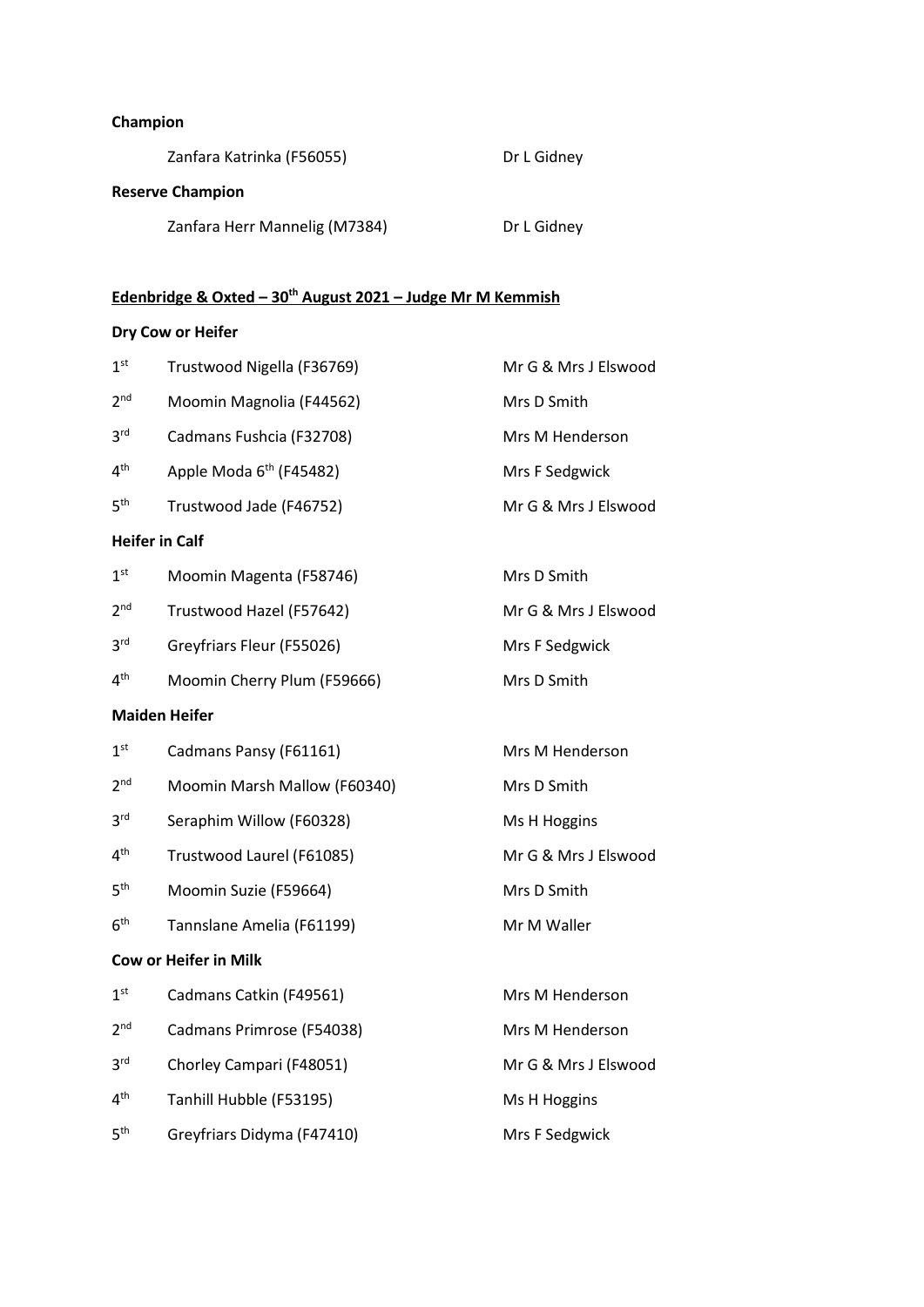**Champion**

| | |
|---|---|
| Zanfara Katrinka (F56055) | Dr L Gidney |

**Reserve Champion**

| | |
|---|---|
| Zanfara Herr Mannelig (M7384) | Dr L Gidney |

**Edenbridge & Oxted – 30th August 2021 – Judge Mr M Kemmish**

**Dry Cow or Heifer**

| | | |
|---|---|---|
| 1st | Trustwood Nigella (F36769) | Mr G & Mrs J Elswood |
| 2nd | Moomin Magnolia (F44562) | Mrs D Smith |
| 3rd | Cadmans Fushcia (F32708) | Mrs M Henderson |
| 4th | Apple Moda 6th (F45482) | Mrs F Sedgwick |
| 5th | Trustwood Jade (F46752) | Mr G & Mrs J Elswood |

**Heifer in Calf**

| | | |
|---|---|---|
| 1st | Moomin Magenta (F58746) | Mrs D Smith |
| 2nd | Trustwood Hazel (F57642) | Mr G & Mrs J Elswood |
| 3rd | Greyfriars Fleur (F55026) | Mrs F Sedgwick |
| 4th | Moomin Cherry Plum (F59666) | Mrs D Smith |

**Maiden Heifer**

| | | |
|---|---|---|
| 1st | Cadmans Pansy (F61161) | Mrs M Henderson |
| 2nd | Moomin Marsh Mallow (F60340) | Mrs D Smith |
| 3rd | Seraphim Willow (F60328) | Ms H Hoggins |
| 4th | Trustwood Laurel (F61085) | Mr G & Mrs J Elswood |
| 5th | Moomin Suzie (F59664) | Mrs D Smith |
| 6th | Tannslane Amelia (F61199) | Mr M Waller |

**Cow or Heifer in Milk**

| | | |
|---|---|---|
| 1st | Cadmans Catkin (F49561) | Mrs M Henderson |
| 2nd | Cadmans Primrose (F54038) | Mrs M Henderson |
| 3rd | Chorley Campari (F48051) | Mr G & Mrs J Elswood |
| 4th | Tanhill Hubble (F53195) | Ms H Hoggins |
| 5th | Greyfriars Didyma (F47410) | Mrs F Sedgwick |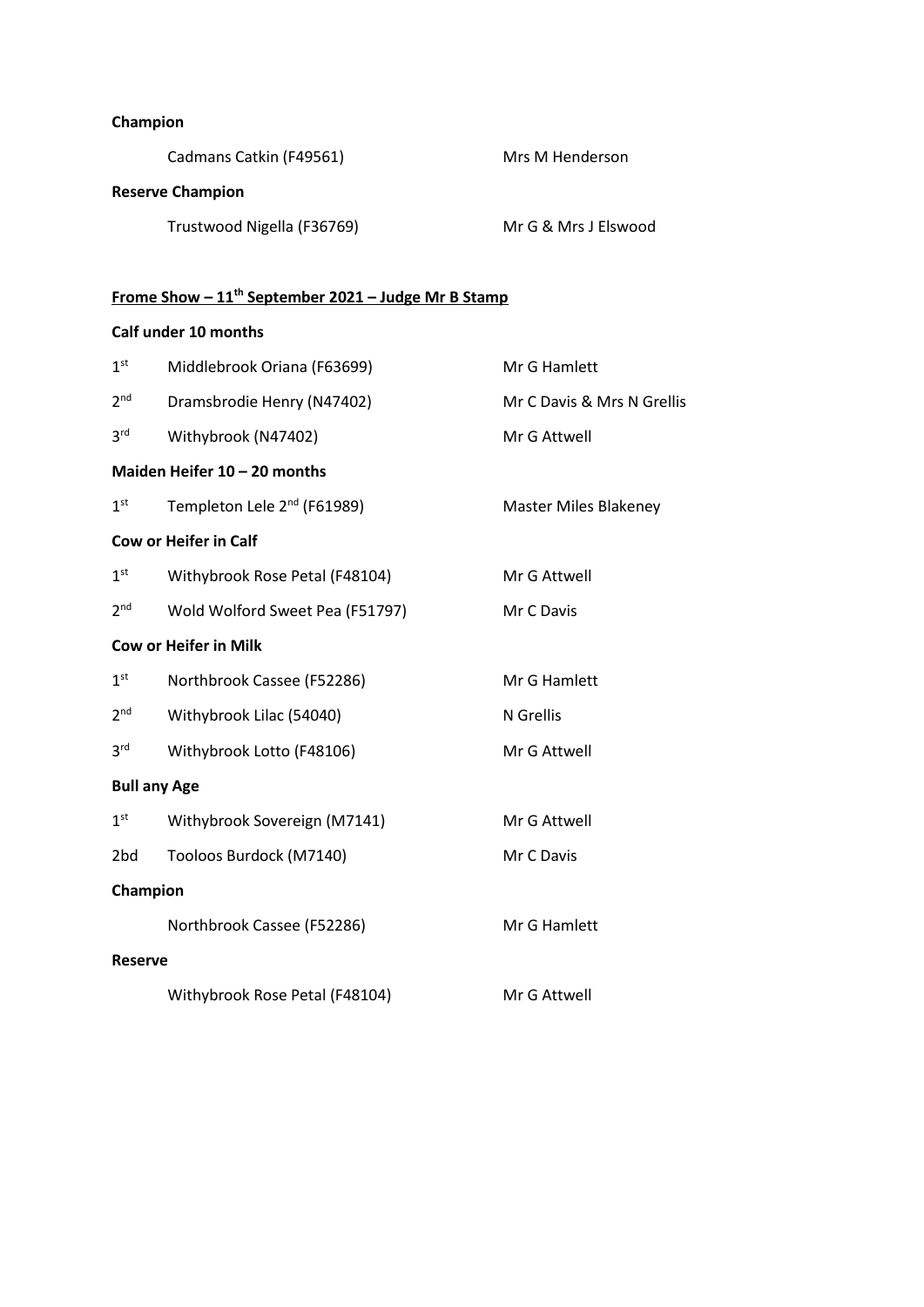**Champion**

| | | |
|---|---|---|
| | Cadmans Catkin (F49561) | Mrs M Henderson |

**Reserve Champion**

| | | |
|---|---|---|
| | Trustwood Nigella (F36769) | Mr G & Mrs J Elswood |

## **Frome Show – 11th September 2021 – Judge Mr B Stamp**

**Calf under 10 months**

| | | |
|---|---|---|
| 1st | Middlebrook Oriana (F63699) | Mr G Hamlett |
| 2nd | Dramsbrodie Henry (N47402) | Mr C Davis & Mrs N Grellis |
| 3rd | Withybrook (N47402) | Mr G Attwell |

**Maiden Heifer 10 – 20 months**

| | | |
|---|---|---|
| 1st | Templeton Lele 2nd (F61989) | Master Miles Blakeney |

**Cow or Heifer in Calf**

| | | |
|---|---|---|
| 1st | Withybrook Rose Petal (F48104) | Mr G Attwell |
| 2nd | Wold Wolford Sweet Pea (F51797) | Mr C Davis |

**Cow or Heifer in Milk**

| | | |
|---|---|---|
| 1st | Northbrook Cassee (F52286) | Mr G Hamlett |
| 2nd | Withybrook Lilac (54040) | N Grellis |
| 3rd | Withybrook Lotto (F48106) | Mr G Attwell |

**Bull any Age**

| | | |
|---|---|---|
| 1st | Withybrook Sovereign (M7141) | Mr G Attwell |
| 2bd | Tooloos Burdock (M7140) | Mr C Davis |

**Champion**

| | | |
|---|---|---|
| | Northbrook Cassee (F52286) | Mr G Hamlett |

**Reserve**

| | | |
|---|---|---|
| | Withybrook Rose Petal (F48104) | Mr G Attwell |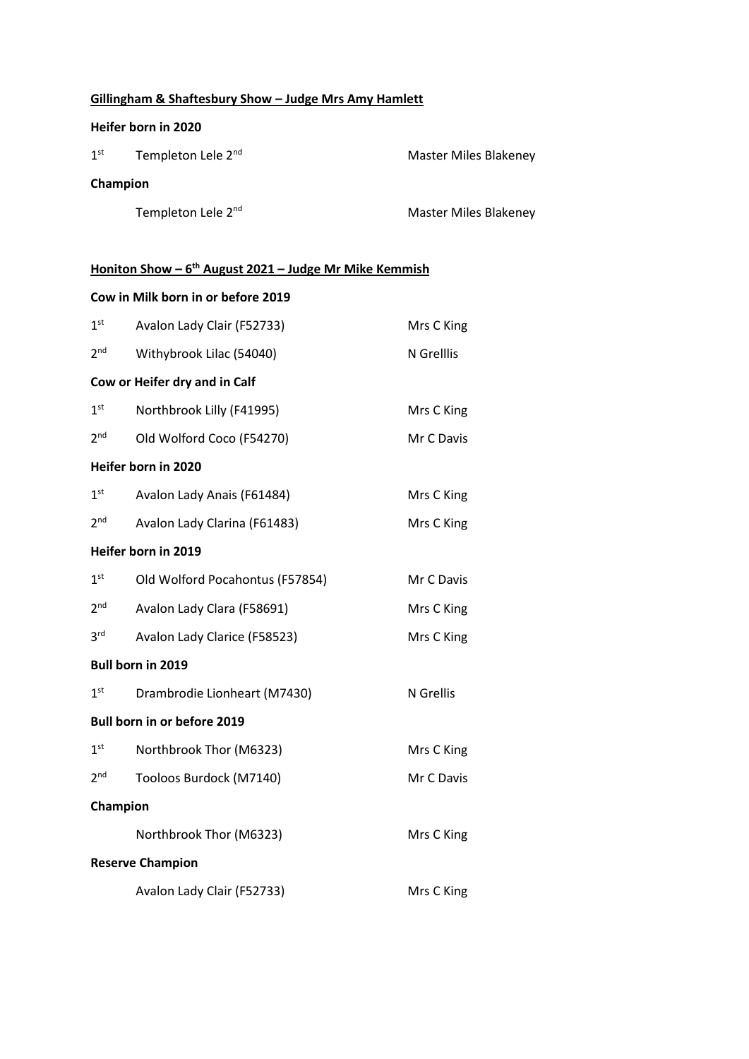**Gillingham & Shaftesbury Show – Judge Mrs Amy Hamlett**

**Heifer born in 2020**

| | | |
|---|---|---|
| 1st | Templeton Lele 2nd | Master Miles Blakeney |

**Champion**

| | |
|---|---|
| Templeton Lele 2nd | Master Miles Blakeney |

**Honiton Show – 6th August 2021 – Judge Mr Mike Kemmish**

**Cow in Milk born in or before 2019**

| | | |
|---|---|---|
| 1st | Avalon Lady Clair (F52733) | Mrs C King |
| 2nd | Withybrook Lilac (54040) | N Grelllis |

**Cow or Heifer dry and in Calf**

| | | |
|---|---|---|
| 1st | Northbrook Lilly (F41995) | Mrs C King |
| 2nd | Old Wolford Coco (F54270) | Mr C Davis |

**Heifer born in 2020**

| | | |
|---|---|---|
| 1st | Avalon Lady Anais (F61484) | Mrs C King |
| 2nd | Avalon Lady Clarina (F61483) | Mrs C King |

**Heifer born in 2019**

| | | |
|---|---|---|
| 1st | Old Wolford Pocahontus (F57854) | Mr C Davis |
| 2nd | Avalon Lady Clara (F58691) | Mrs C King |
| 3rd | Avalon Lady Clarice (F58523) | Mrs C King |

**Bull born in 2019**

| | | |
|---|---|---|
| 1st | Drambrodie Lionheart (M7430) | N Grellis |

**Bull born in or before 2019**

| | | |
|---|---|---|
| 1st | Northbrook Thor (M6323) | Mrs C King |
| 2nd | Tooloos Burdock (M7140) | Mr C Davis |

**Champion**

| | |
|---|---|
| Northbrook Thor (M6323) | Mrs C King |

**Reserve Champion**

| | |
|---|---|
| Avalon Lady Clair (F52733) | Mrs C King |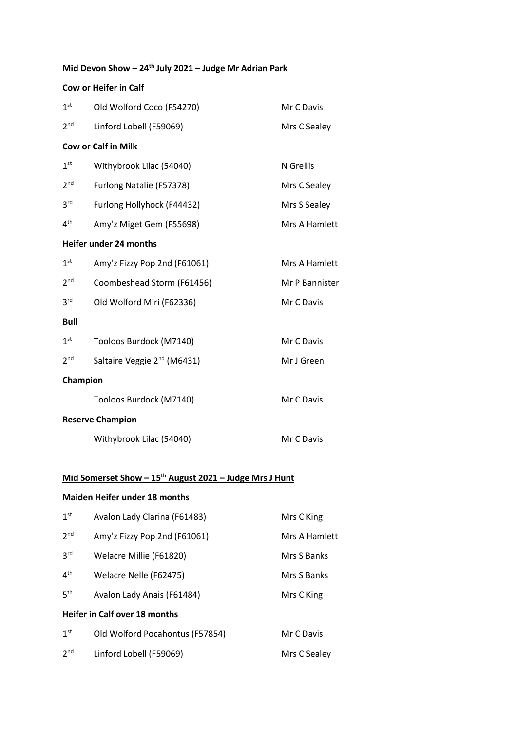**<u>Mid Devon Show – 24th July 2021 – Judge Mr Adrian Park</u>**

**Cow or Heifer in Calf**

| | | |
|---|---|---|
| 1st | Old Wolford Coco (F54270) | Mr C Davis |
| 2nd | Linford Lobell (F59069) | Mrs C Sealey |

**Cow or Calf in Milk**

| | | |
|---|---|---|
| 1st | Withybrook Lilac (54040) | N Grellis |
| 2nd | Furlong Natalie (F57378) | Mrs C Sealey |
| 3rd | Furlong Hollyhock (F44432) | Mrs S Sealey |
| 4th | Amy'z Miget Gem (F55698) | Mrs A Hamlett |

**Heifer under 24 months**

| | | |
|---|---|---|
| 1st | Amy'z Fizzy Pop 2nd (F61061) | Mrs A Hamlett |
| 2nd | Coombeshead Storm (F61456) | Mr P Bannister |
| 3rd | Old Wolford Miri (F62336) | Mr C Davis |

**Bull**

| | | |
|---|---|---|
| 1st | Tooloos Burdock (M7140) | Mr C Davis |
| 2nd | Saltaire Veggie 2nd (M6431) | Mr J Green |

**Champion**

| | | |
|---|---|---|
| | Tooloos Burdock (M7140) | Mr C Davis |

**Reserve Champion**

| | | |
|---|---|---|
| | Withybrook Lilac (54040) | Mr C Davis |

**<u>Mid Somerset Show – 15th August 2021 – Judge Mrs J Hunt</u>**

**Maiden Heifer under 18 months**

| | | |
|---|---|---|
| 1st | Avalon Lady Clarina (F61483) | Mrs C King |
| 2nd | Amy'z Fizzy Pop 2nd (F61061) | Mrs A Hamlett |
| 3rd | Welacre Millie (F61820) | Mrs S Banks |
| 4th | Welacre Nelle (F62475) | Mrs S Banks |
| 5th | Avalon Lady Anais (F61484) | Mrs C King |

**Heifer in Calf over 18 months**

| | | |
|---|---|---|
| 1st | Old Wolford Pocahontus (F57854) | Mr C Davis |
| 2nd | Linford Lobell (F59069) | Mrs C Sealey |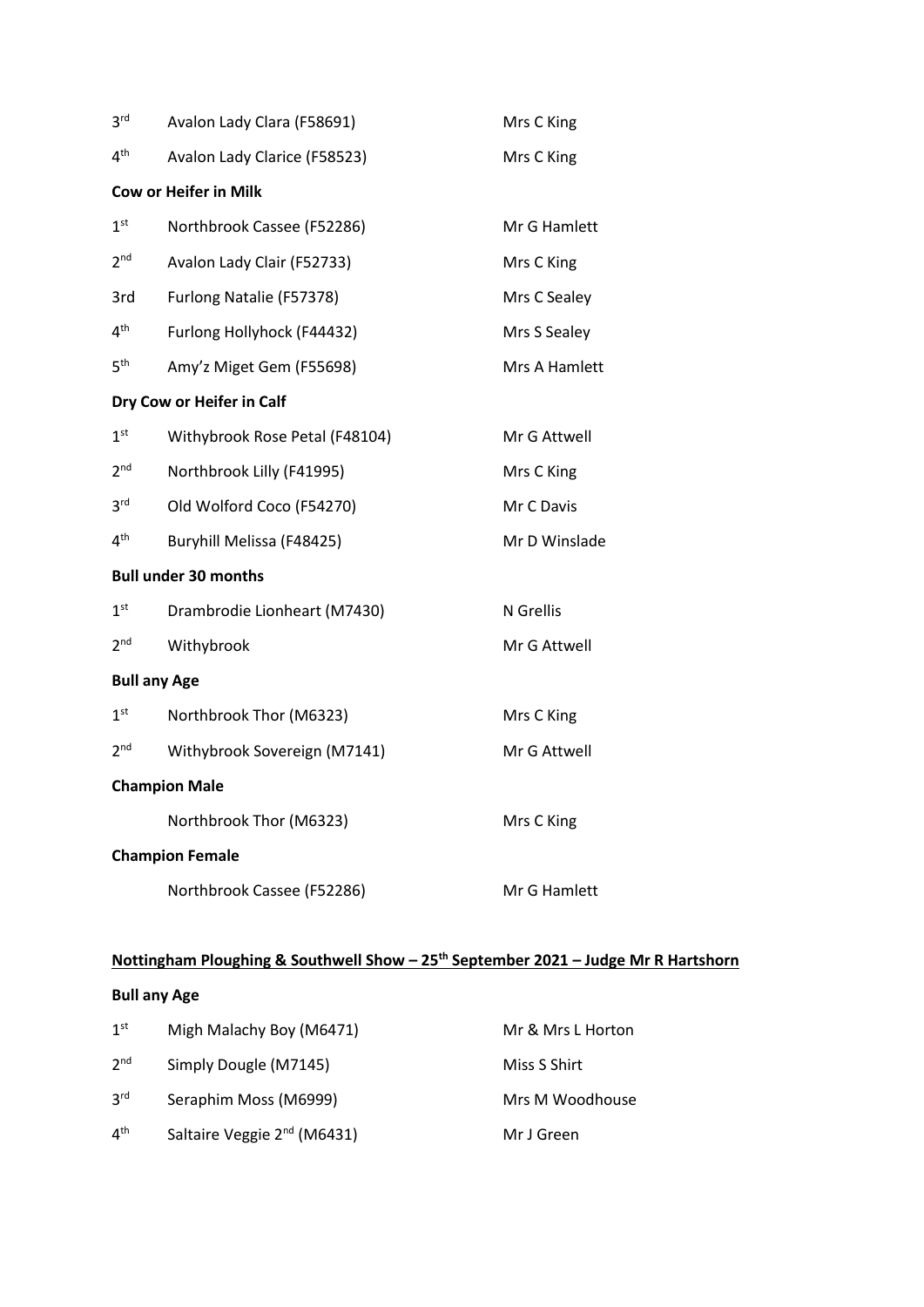| | | |
|---|---|---|
| 3rd | Avalon Lady Clara (F58691) | Mrs C King |
| 4th | Avalon Lady Clarice (F58523) | Mrs C King |

**Cow or Heifer in Milk**

| | | |
|---|---|---|
| 1st | Northbrook Cassee (F52286) | Mr G Hamlett |
| 2nd | Avalon Lady Clair (F52733) | Mrs C King |
| 3rd | Furlong Natalie (F57378) | Mrs C Sealey |
| 4th | Furlong Hollyhock (F44432) | Mrs S Sealey |
| 5th | Amy'z Miget Gem (F55698) | Mrs A Hamlett |

**Dry Cow or Heifer in Calf**

| | | |
|---|---|---|
| 1st | Withybrook Rose Petal (F48104) | Mr G Attwell |
| 2nd | Northbrook Lilly (F41995) | Mrs C King |
| 3rd | Old Wolford Coco (F54270) | Mr C Davis |
| 4th | Buryhill Melissa (F48425) | Mr D Winslade |

**Bull under 30 months**

| | | |
|---|---|---|
| 1st | Drambrodie Lionheart (M7430) | N Grellis |
| 2nd | Withybrook | Mr G Attwell |

**Bull any Age**

| | | |
|---|---|---|
| 1st | Northbrook Thor (M6323) | Mrs C King |
| 2nd | Withybrook Sovereign (M7141) | Mr G Attwell |

**Champion Male**

Northbrook Thor (M6323) — Mrs C King

**Champion Female**

Northbrook Cassee (F52286) — Mr G Hamlett

**<u>Nottingham Ploughing & Southwell Show – 25th September 2021 – Judge Mr R Hartshorn</u>**

**Bull any Age**

| | | |
|---|---|---|
| 1st | Migh Malachy Boy (M6471) | Mr & Mrs L Horton |
| 2nd | Simply Dougle (M7145) | Miss S Shirt |
| 3rd | Seraphim Moss (M6999) | Mrs M Woodhouse |
| 4th | Saltaire Veggie 2nd (M6431) | Mr J Green |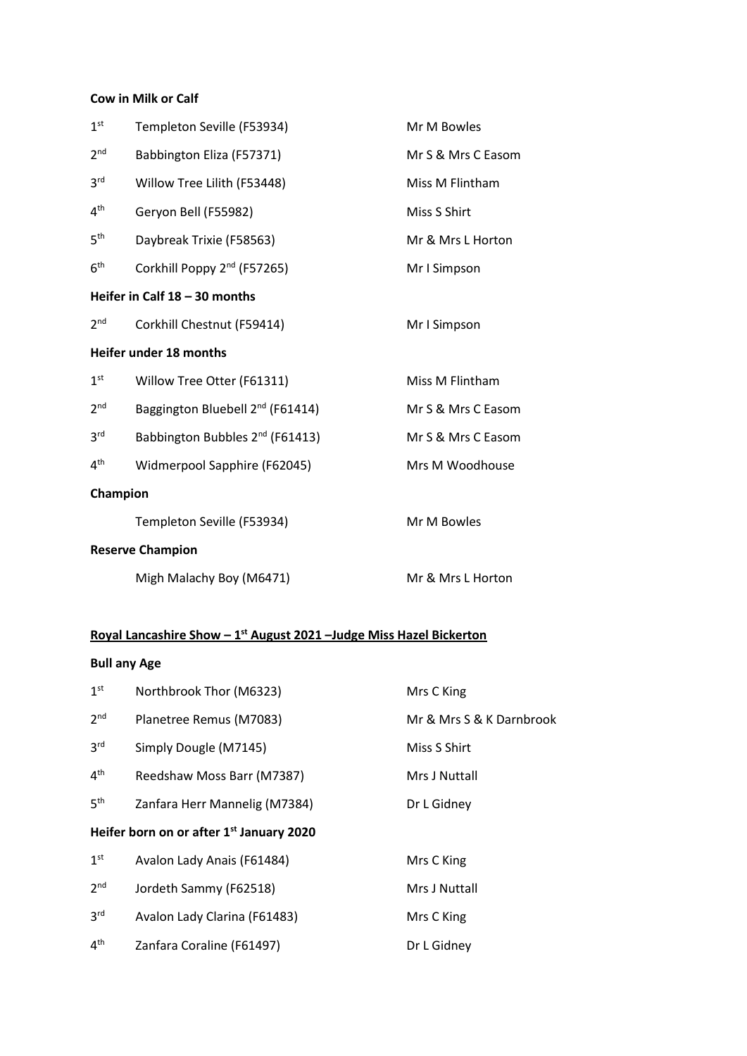**Cow in Milk or Calf**

| | | |
|---|---|---|
| 1st | Templeton Seville (F53934) | Mr M Bowles |
| 2nd | Babbington Eliza (F57371) | Mr S & Mrs C Easom |
| 3rd | Willow Tree Lilith (F53448) | Miss M Flintham |
| 4th | Geryon Bell (F55982) | Miss S Shirt |
| 5th | Daybreak Trixie (F58563) | Mr & Mrs L Horton |
| 6th | Corkhill Poppy 2nd (F57265) | Mr I Simpson |

**Heifer in Calf 18 – 30 months**

| | | |
|---|---|---|
| 2nd | Corkhill Chestnut (F59414) | Mr I Simpson |

**Heifer under 18 months**

| | | |
|---|---|---|
| 1st | Willow Tree Otter (F61311) | Miss M Flintham |
| 2nd | Baggington Bluebell 2nd (F61414) | Mr S & Mrs C Easom |
| 3rd | Babbington Bubbles 2nd (F61413) | Mr S & Mrs C Easom |
| 4th | Widmerpool Sapphire (F62045) | Mrs M Woodhouse |

**Champion**

Templeton Seville (F53934) — Mr M Bowles

**Reserve Champion**

Migh Malachy Boy (M6471) — Mr & Mrs L Horton

**<u>Royal Lancashire Show – 1st August 2021 –Judge Miss Hazel Bickerton</u>**

**Bull any Age**

| | | |
|---|---|---|
| 1st | Northbrook Thor (M6323) | Mrs C King |
| 2nd | Planetree Remus (M7083) | Mr & Mrs S & K Darnbrook |
| 3rd | Simply Dougle (M7145) | Miss S Shirt |
| 4th | Reedshaw Moss Barr (M7387) | Mrs J Nuttall |
| 5th | Zanfara Herr Mannelig (M7384) | Dr L Gidney |

**Heifer born on or after 1st January 2020**

| | | |
|---|---|---|
| 1st | Avalon Lady Anais (F61484) | Mrs C King |
| 2nd | Jordeth Sammy (F62518) | Mrs J Nuttall |
| 3rd | Avalon Lady Clarina (F61483) | Mrs C King |
| 4th | Zanfara Coraline (F61497) | Dr L Gidney |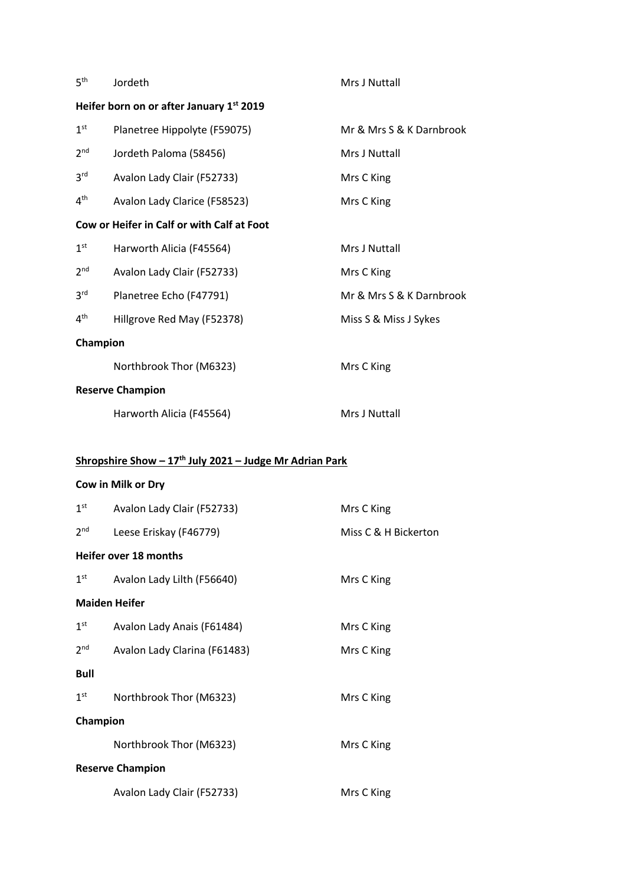| | | |
|---|---|---|
| 5th | Jordeth | Mrs J Nuttall |

**Heifer born on or after January 1st 2019**

| | | |
|---|---|---|
| 1st | Planetree Hippolyte (F59075) | Mr & Mrs S & K Darnbrook |
| 2nd | Jordeth Paloma (58456) | Mrs J Nuttall |
| 3rd | Avalon Lady Clair (F52733) | Mrs C King |
| 4th | Avalon Lady Clarice (F58523) | Mrs C King |

**Cow or Heifer in Calf or with Calf at Foot**

| | | |
|---|---|---|
| 1st | Harworth Alicia (F45564) | Mrs J Nuttall |
| 2nd | Avalon Lady Clair (F52733) | Mrs C King |
| 3rd | Planetree Echo (F47791) | Mr & Mrs S & K Darnbrook |
| 4th | Hillgrove Red May (F52378) | Miss S & Miss J Sykes |

**Champion**

Northbrook Thor (M6323) — Mrs C King

**Reserve Champion**

Harworth Alicia (F45564) — Mrs J Nuttall

## Shropshire Show – 17th July 2021 – Judge Mr Adrian Park

**Cow in Milk or Dry**

| | | |
|---|---|---|
| 1st | Avalon Lady Clair (F52733) | Mrs C King |
| 2nd | Leese Eriskay (F46779) | Miss C & H Bickerton |

**Heifer over 18 months**

| | | |
|---|---|---|
| 1st | Avalon Lady Lilth (F56640) | Mrs C King |

**Maiden Heifer**

| | | |
|---|---|---|
| 1st | Avalon Lady Anais (F61484) | Mrs C King |
| 2nd | Avalon Lady Clarina (F61483) | Mrs C King |

**Bull**

| | | |
|---|---|---|
| 1st | Northbrook Thor (M6323) | Mrs C King |

**Champion**

Northbrook Thor (M6323) — Mrs C King

**Reserve Champion**

Avalon Lady Clair (F52733) — Mrs C King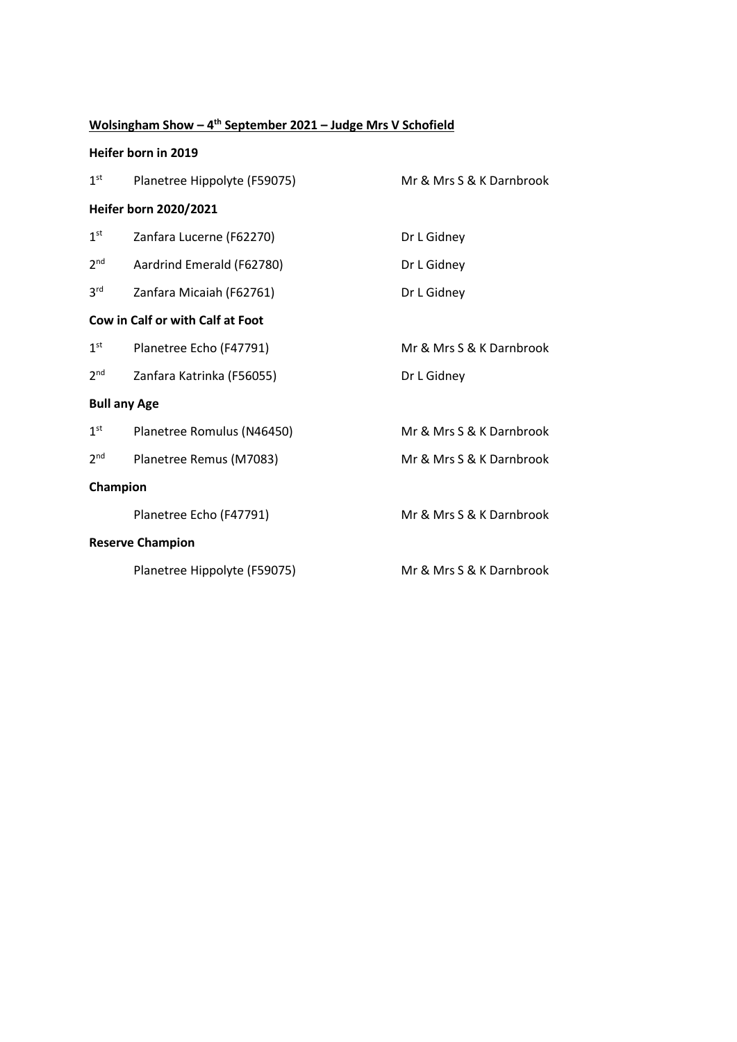## Wolsingham Show – 4th September 2021 – Judge Mrs V Schofield

**Heifer born in 2019**

| | | |
|---|---|---|
| 1st | Planetree Hippolyte (F59075) | Mr & Mrs S & K Darnbrook |

**Heifer born 2020/2021**

| | | |
|---|---|---|
| 1st | Zanfara Lucerne (F62270) | Dr L Gidney |
| 2nd | Aardrind Emerald (F62780) | Dr L Gidney |
| 3rd | Zanfara Micaiah (F62761) | Dr L Gidney |

**Cow in Calf or with Calf at Foot**

| | | |
|---|---|---|
| 1st | Planetree Echo (F47791) | Mr & Mrs S & K Darnbrook |
| 2nd | Zanfara Katrinka (F56055) | Dr L Gidney |

**Bull any Age**

| | | |
|---|---|---|
| 1st | Planetree Romulus (N46450) | Mr & Mrs S & K Darnbrook |
| 2nd | Planetree Remus (M7083) | Mr & Mrs S & K Darnbrook |

**Champion**

| | | |
|---|---|---|
| | Planetree Echo (F47791) | Mr & Mrs S & K Darnbrook |

**Reserve Champion**

| | | |
|---|---|---|
| | Planetree Hippolyte (F59075) | Mr & Mrs S & K Darnbrook |